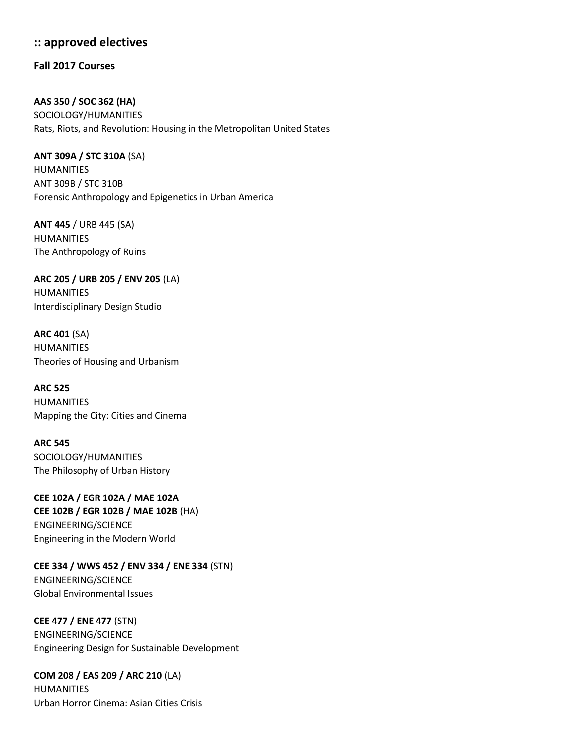## :: approved electives

**Fall 2017 Courses**

**AAS 350 / SOC 362 (HA)**
SOCIOLOGY/HUMANITIES
Rats, Riots, and Revolution: Housing in the Metropolitan United States

**ANT 309A / STC 310A** (SA)
HUMANITIES
ANT 309B / STC 310B
Forensic Anthropology and Epigenetics in Urban America

**ANT 445** / URB 445 (SA)
HUMANITIES
The Anthropology of Ruins

**ARC 205 / URB 205 / ENV 205** (LA)
HUMANITIES
Interdisciplinary Design Studio

**ARC 401** (SA)
HUMANITIES
Theories of Housing and Urbanism

**ARC 525**
HUMANITIES
Mapping the City: Cities and Cinema

**ARC 545**
SOCIOLOGY/HUMANITIES
The Philosophy of Urban History

**CEE 102A / EGR 102A / MAE 102A**
**CEE 102B / EGR 102B / MAE 102B** (HA)
ENGINEERING/SCIENCE
Engineering in the Modern World

**CEE 334 / WWS 452 / ENV 334 / ENE 334** (STN)
ENGINEERING/SCIENCE
Global Environmental Issues

**CEE 477 / ENE 477** (STN)
ENGINEERING/SCIENCE
Engineering Design for Sustainable Development

**COM 208 / EAS 209 / ARC 210** (LA)
HUMANITIES
Urban Horror Cinema: Asian Cities Crisis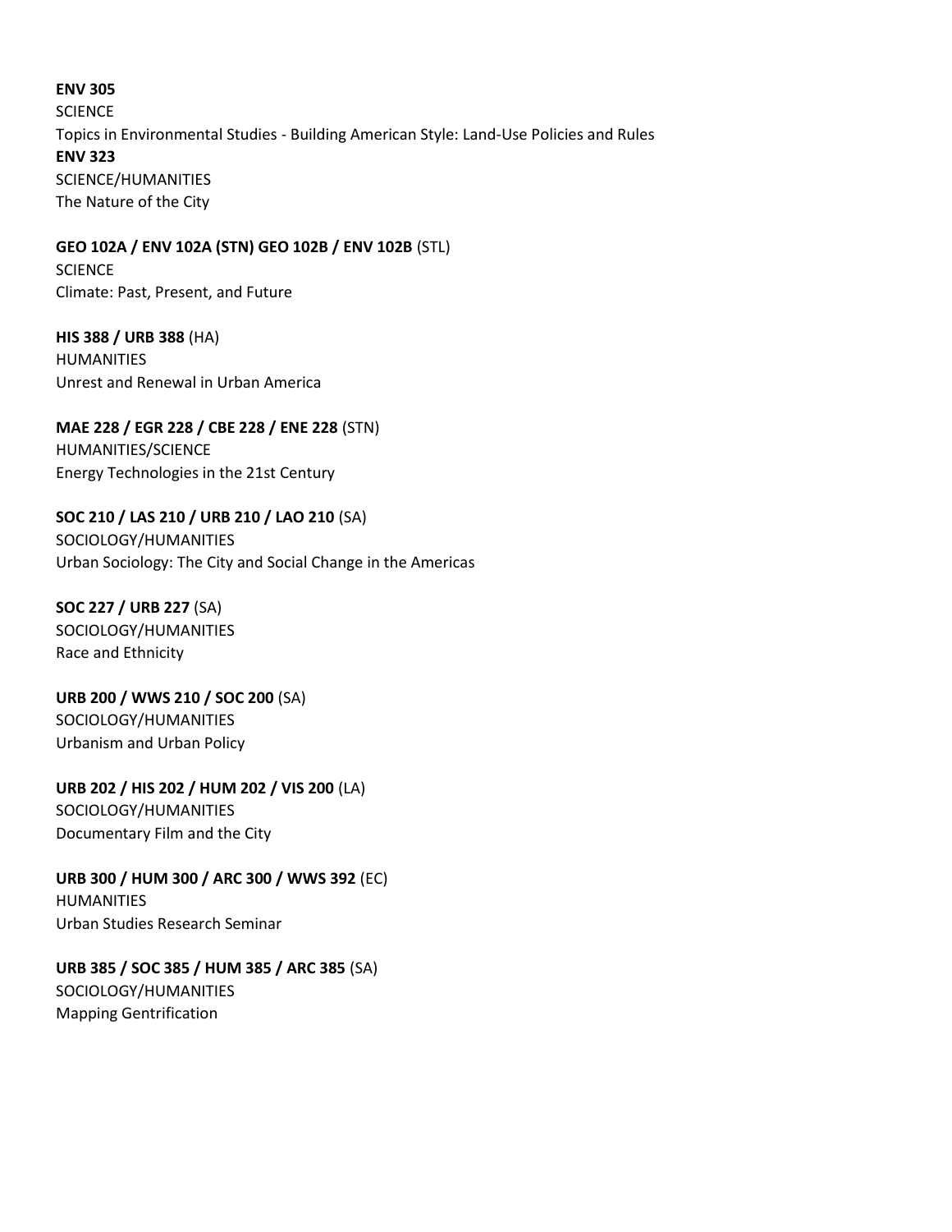**ENV 305**
SCIENCE
Topics in Environmental Studies - Building American Style: Land-Use Policies and Rules
**ENV 323**
SCIENCE/HUMANITIES
The Nature of the City

**GEO 102A / ENV 102A (STN) GEO 102B / ENV 102B** (STL)
SCIENCE
Climate: Past, Present, and Future

**HIS 388 / URB 388** (HA)
HUMANITIES
Unrest and Renewal in Urban America

**MAE 228 / EGR 228 / CBE 228 / ENE 228** (STN)
HUMANITIES/SCIENCE
Energy Technologies in the 21st Century

**SOC 210 / LAS 210 / URB 210 / LAO 210** (SA)
SOCIOLOGY/HUMANITIES
Urban Sociology: The City and Social Change in the Americas

**SOC 227 / URB 227** (SA)
SOCIOLOGY/HUMANITIES
Race and Ethnicity

**URB 200 / WWS 210 / SOC 200** (SA)
SOCIOLOGY/HUMANITIES
Urbanism and Urban Policy

**URB 202 / HIS 202 / HUM 202 / VIS 200** (LA)
SOCIOLOGY/HUMANITIES
Documentary Film and the City

**URB 300 / HUM 300 / ARC 300 / WWS 392** (EC)
HUMANITIES
Urban Studies Research Seminar

**URB 385 / SOC 385 / HUM 385 / ARC 385** (SA)
SOCIOLOGY/HUMANITIES
Mapping Gentrification